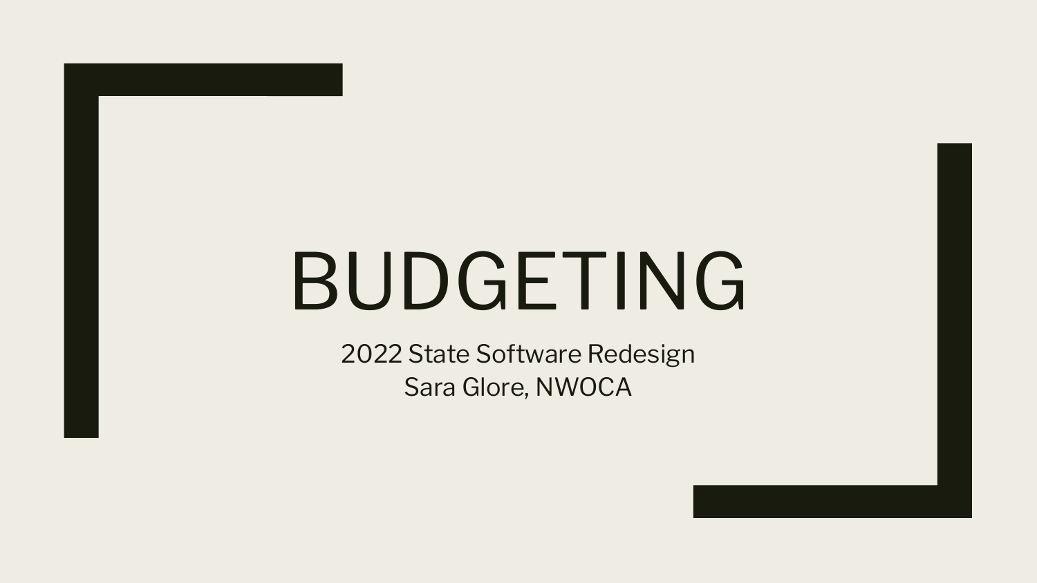# BUDGETING

2022 State Software Redesign
Sara Glore, NWOCA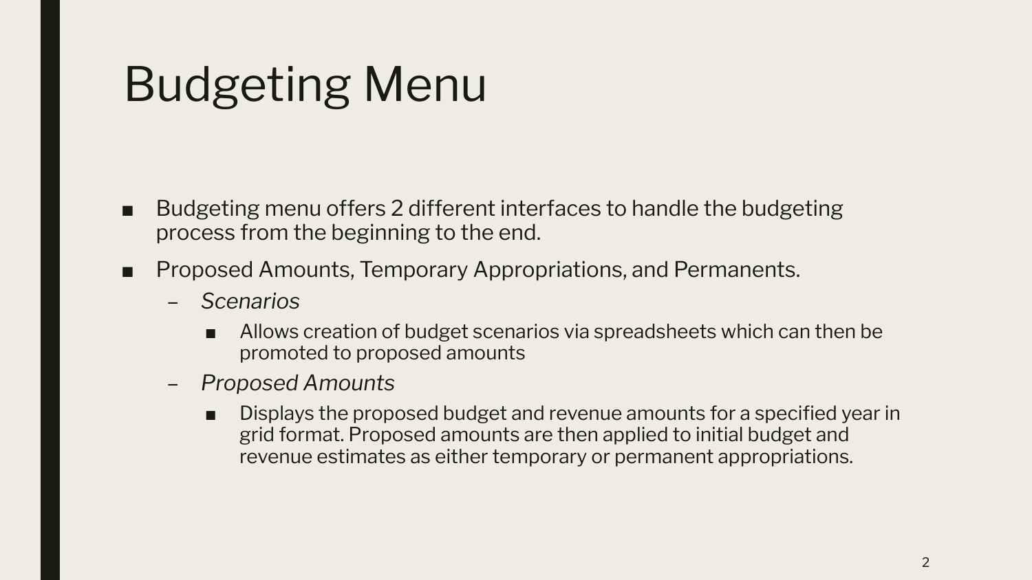# Budgeting Menu

- Budgeting menu offers 2 different interfaces to handle the budgeting process from the beginning to the end.
- Proposed Amounts, Temporary Appropriations, and Permanents.
  - *Scenarios*
    - Allows creation of budget scenarios via spreadsheets which can then be promoted to proposed amounts
  - *Proposed Amounts*
    - Displays the proposed budget and revenue amounts for a specified year in grid format. Proposed amounts are then applied to initial budget and revenue estimates as either temporary or permanent appropriations.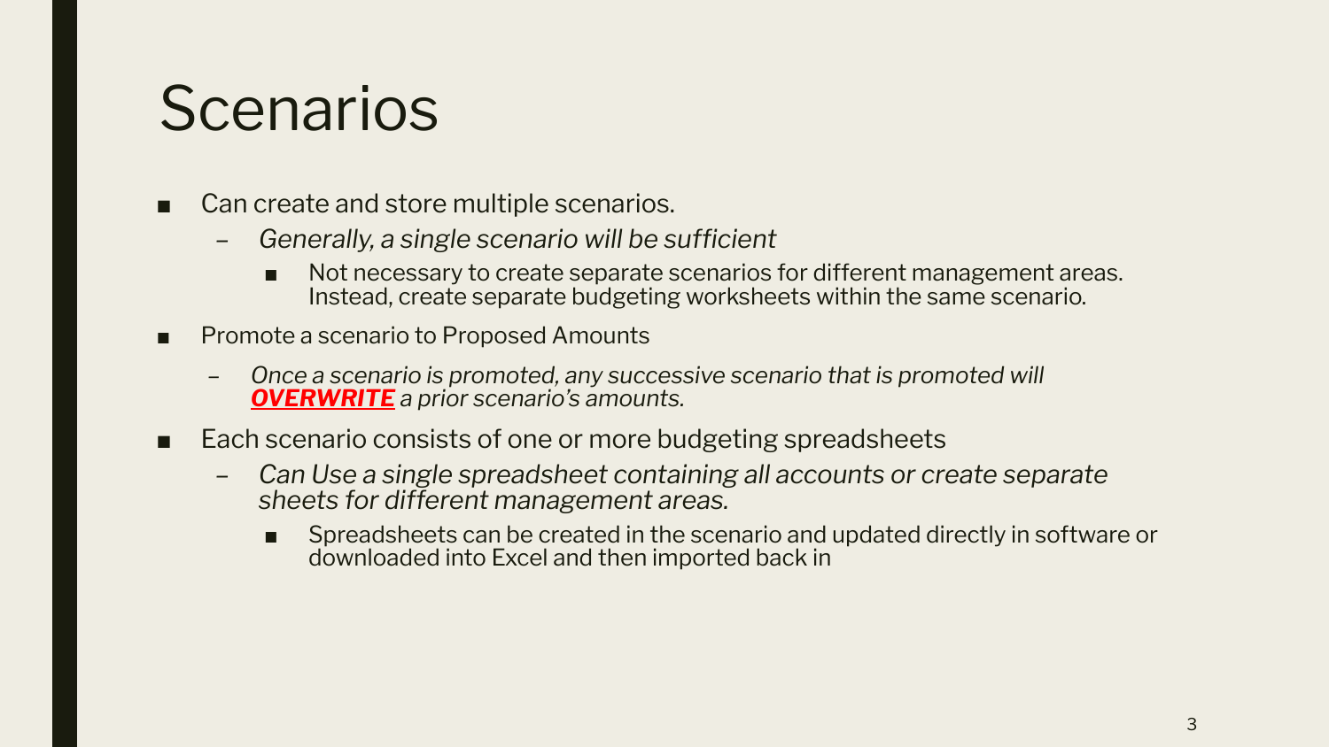# Scenarios

- Can create and store multiple scenarios.
  - *Generally, a single scenario will be sufficient*
    - Not necessary to create separate scenarios for different management areas. Instead, create separate budgeting worksheets within the same scenario.
- Promote a scenario to Proposed Amounts
  - *Once a scenario is promoted, any successive scenario that is promoted will **OVERWRITE** a prior scenario's amounts.*
- Each scenario consists of one or more budgeting spreadsheets
  - *Can Use a single spreadsheet containing all accounts or create separate sheets for different management areas.*
    - Spreadsheets can be created in the scenario and updated directly in software or downloaded into Excel and then imported back in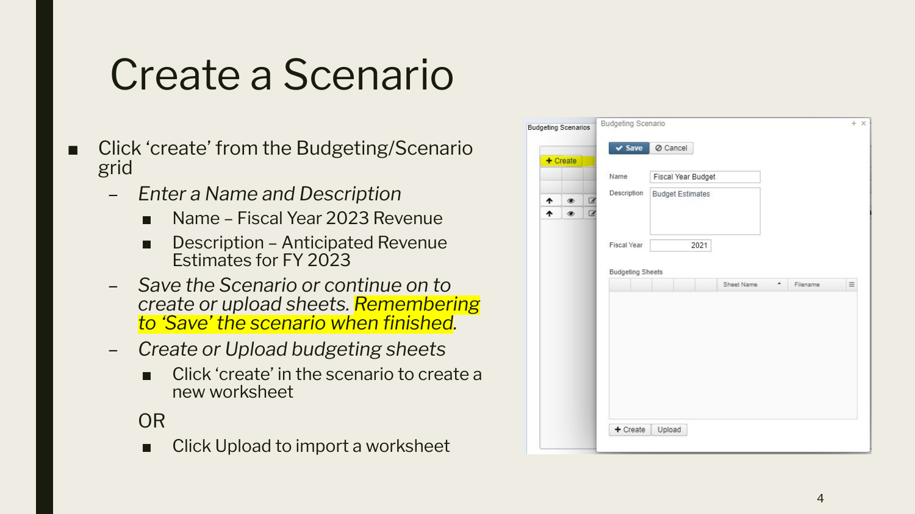# Create a Scenario

- Click 'create' from the Budgeting/Scenario grid
  - *Enter a Name and Description*
    - Name – Fiscal Year 2023 Revenue
    - Description – Anticipated Revenue Estimates for FY 2023
  - *Save the Scenario or continue on to create or upload sheets. Remembering to 'Save' the scenario when finished.*
  - *Create or Upload budgeting sheets*
    - Click 'create' in the scenario to create a new worksheet

    OR

    - Click Upload to import a worksheet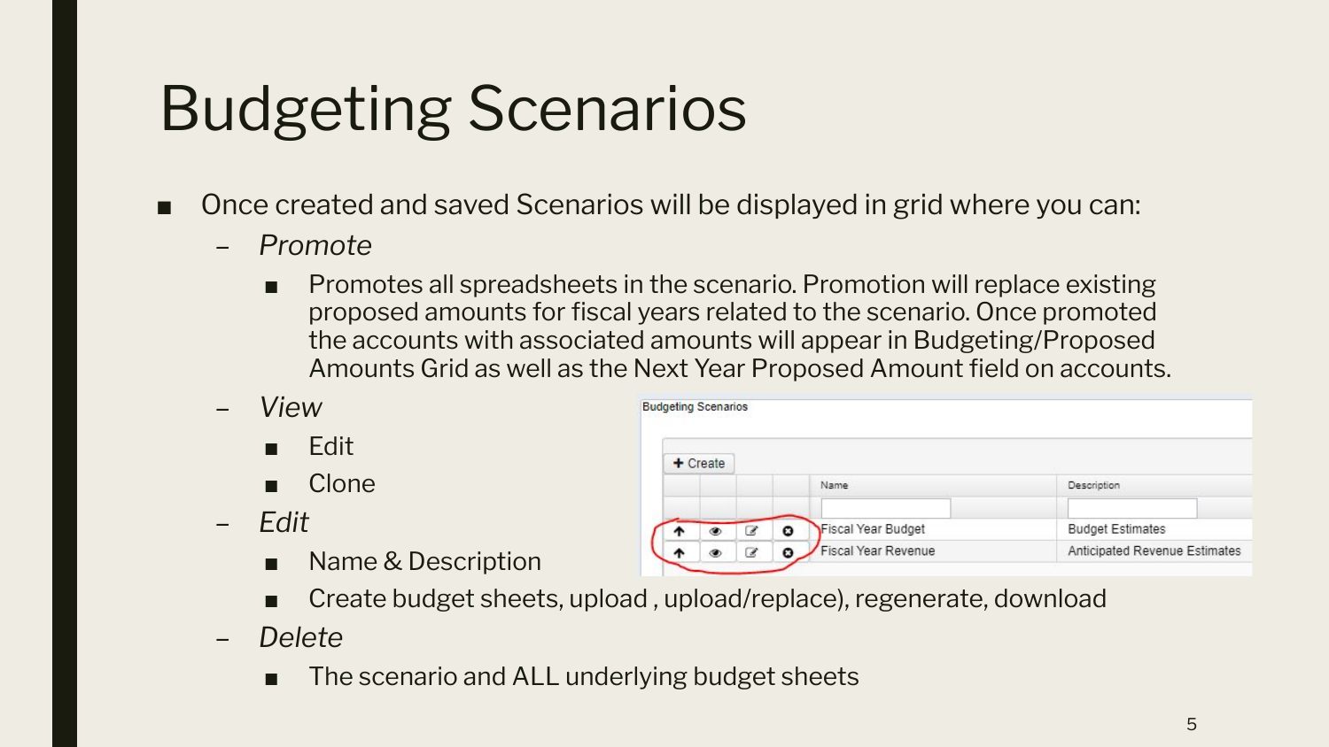# Budgeting Scenarios

- Once created and saved Scenarios will be displayed in grid where you can:
  - *Promote*
    - Promotes all spreadsheets in the scenario. Promotion will replace existing proposed amounts for fiscal years related to the scenario. Once promoted the accounts with associated amounts will appear in Budgeting/Proposed Amounts Grid as well as the Next Year Proposed Amount field on accounts.
  - *View*
    - Edit
    - Clone
  - *Edit*
    - Name & Description
    - Create budget sheets, upload , upload/replace), regenerate, download
  - *Delete*
    - The scenario and ALL underlying budget sheets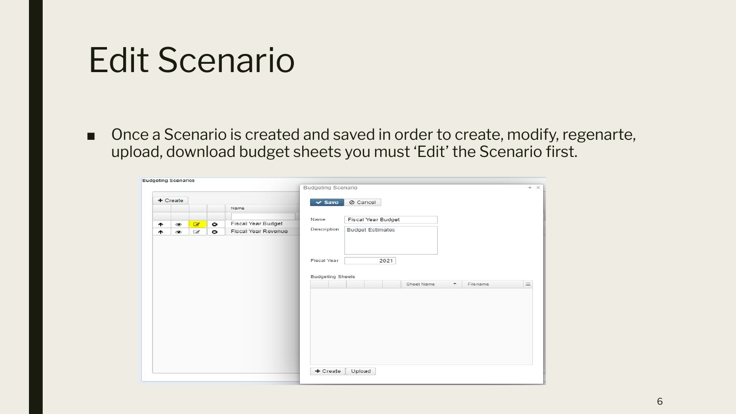# Edit Scenario

- Once a Scenario is created and saved in order to create, modify, regenarte, upload, download budget sheets you must 'Edit' the Scenario first.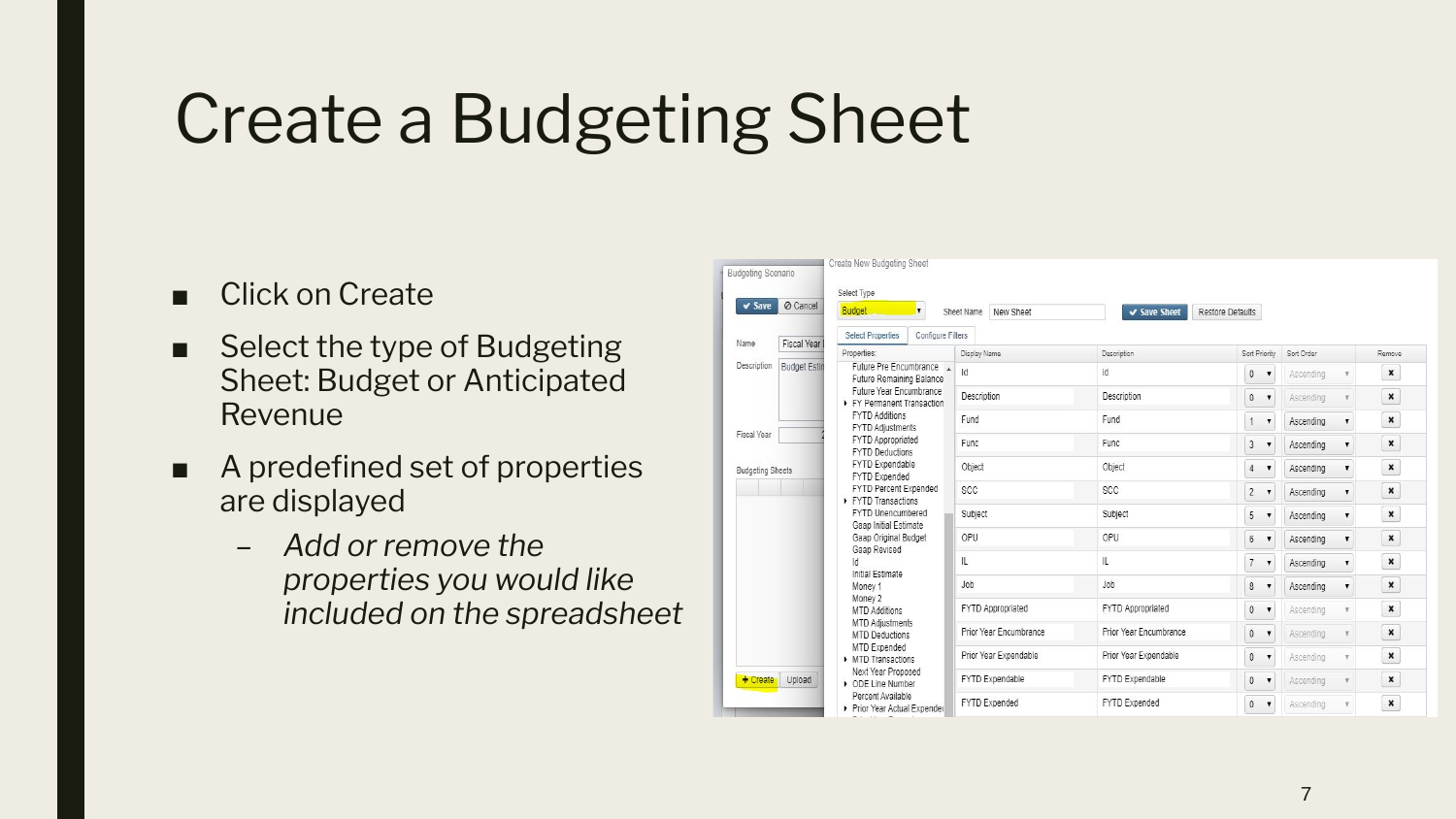# Create a Budgeting Sheet

- Click on Create
- Select the type of Budgeting Sheet: Budget or Anticipated Revenue
- A predefined set of properties are displayed
  - *Add or remove the properties you would like included on the spreadsheet*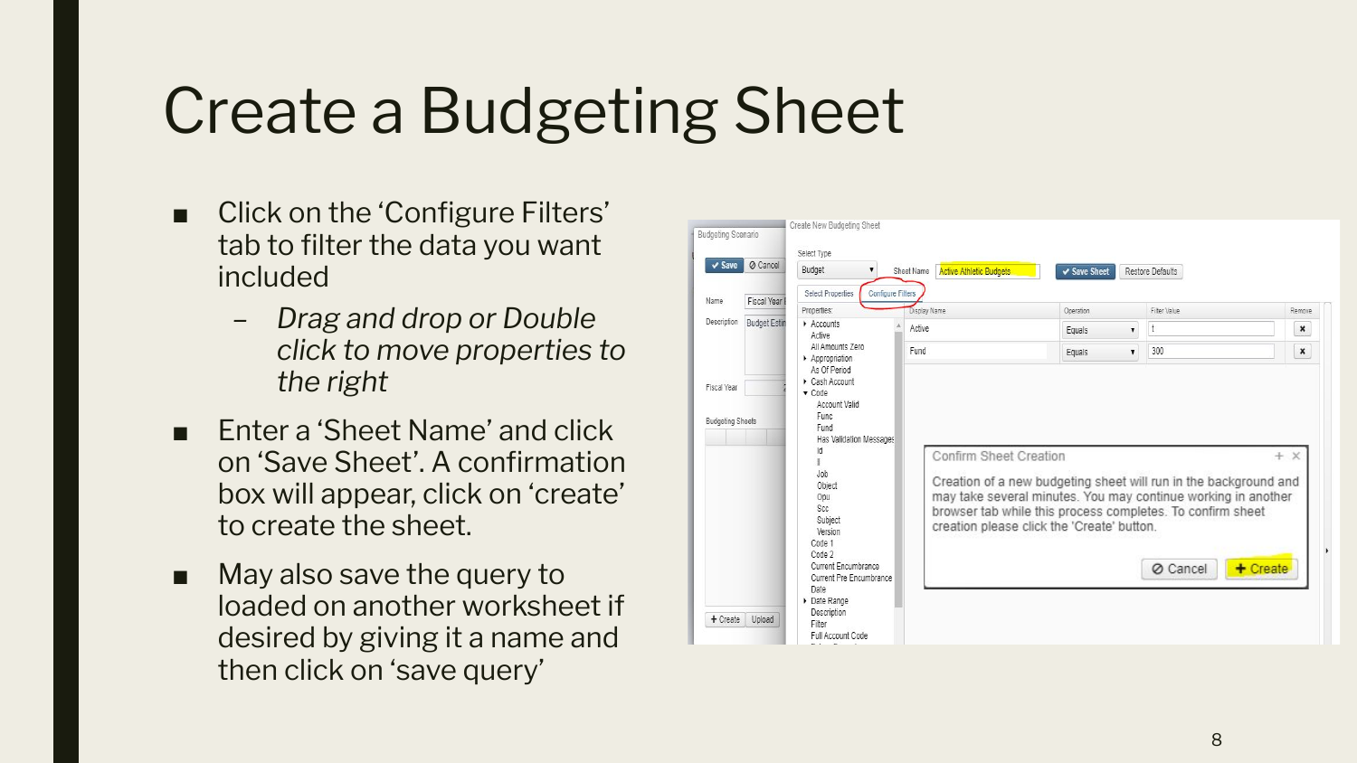# Create a Budgeting Sheet

- Click on the 'Configure Filters' tab to filter the data you want included
  - *Drag and drop or Double click to move properties to the right*
- Enter a 'Sheet Name' and click on 'Save Sheet'. A confirmation box will appear, click on 'create' to create the sheet.
- May also save the query to loaded on another worksheet if desired by giving it a name and then click on 'save query'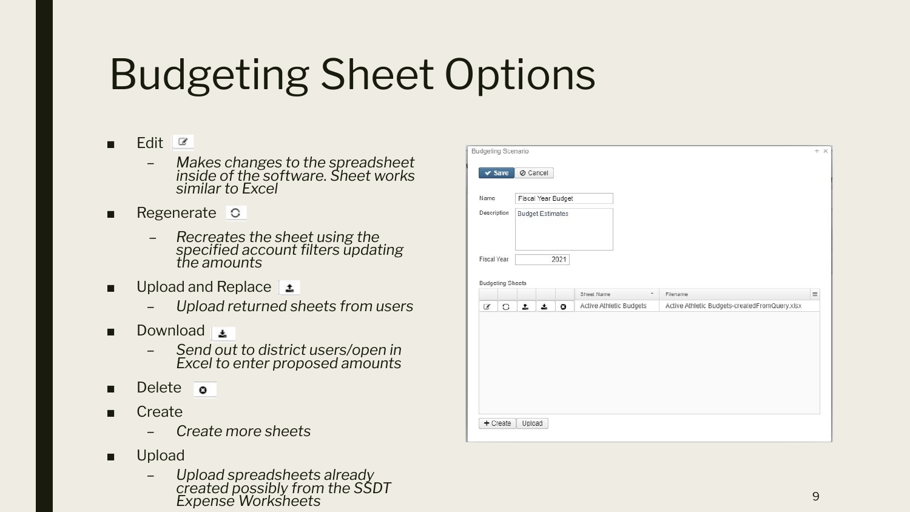# Budgeting Sheet Options

- Edit
  - *Makes changes to the spreadsheet inside of the software. Sheet works similar to Excel*
- Regenerate
  - *Recreates the sheet using the specified account filters updating the amounts*
- Upload and Replace
  - *Upload returned sheets from users*
- Download
  - *Send out to district users/open in Excel to enter proposed amounts*
- Delete
- Create
  - *Create more sheets*
- Upload
  - *Upload spreadsheets already created possibly from the SSDT Expense Worksheets*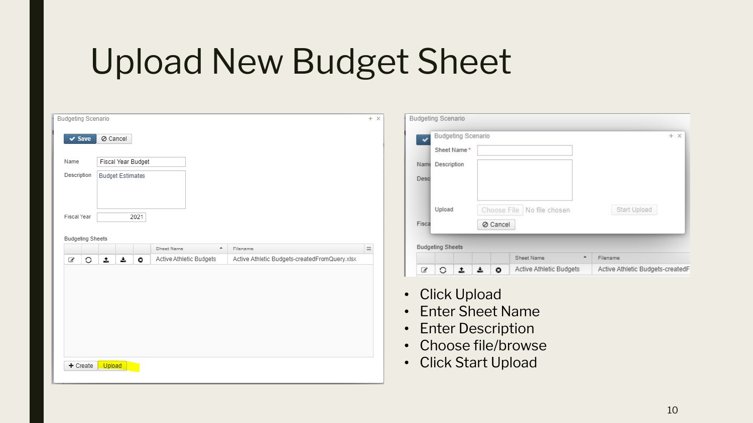# Upload New Budget Sheet

Budgeting Scenario

Save | Cancel

Name: Fiscal Year Budget

Description: Budget Estimates

Fiscal Year: 2021

Budgeting Sheets

| Sheet Name | Filename |
| --- | --- |
| Active Athletic Budgets | Active Athletic Budgets-createdFromQuery.xlsx |

+ Create | Upload

Budgeting Scenario

Sheet Name *

Description

Upload: Choose File No file chosen | Start Upload

Cancel

- Click Upload
- Enter Sheet Name
- Enter Description
- Choose file/browse
- Click Start Upload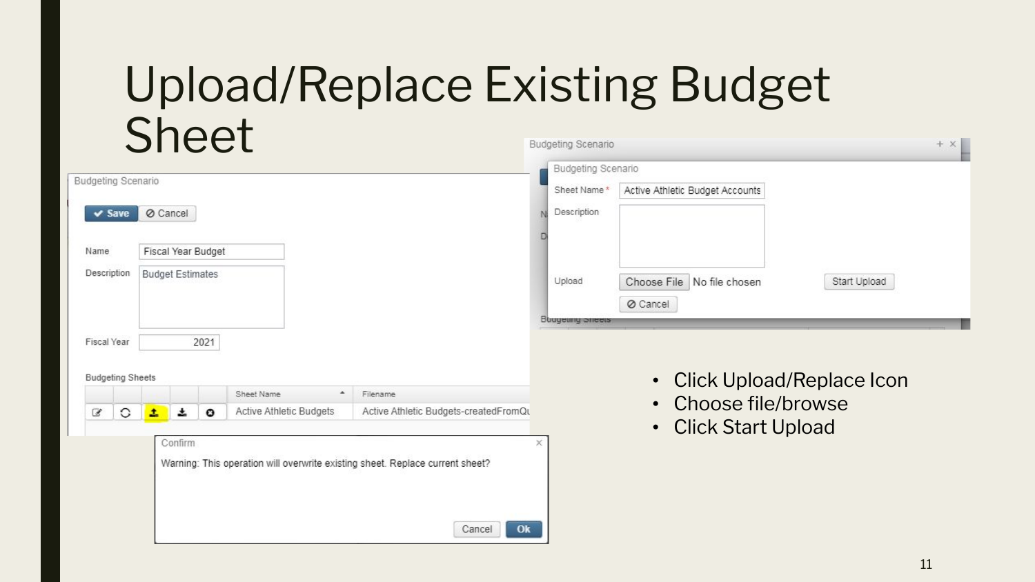# Upload/Replace Existing Budget Sheet

Budgeting Scenario

Save | Cancel

Name: Fiscal Year Budget

Description: Budget Estimates

Fiscal Year: 2021

Budgeting Sheets

| | | | | | Sheet Name | Filename |
|---|---|---|---|---|---|---|
| | | | | | Active Athletic Budgets | Active Athletic Budgets-createdFromQu |

Confirm

Warning: This operation will overwrite existing sheet. Replace current sheet?

Cancel | Ok

Budgeting Scenario

Sheet Name *: Active Athletic Budget Accounts

Description:

Upload: Choose File No file chosen | Start Upload

Cancel

- Click Upload/Replace Icon
- Choose file/browse
- Click Start Upload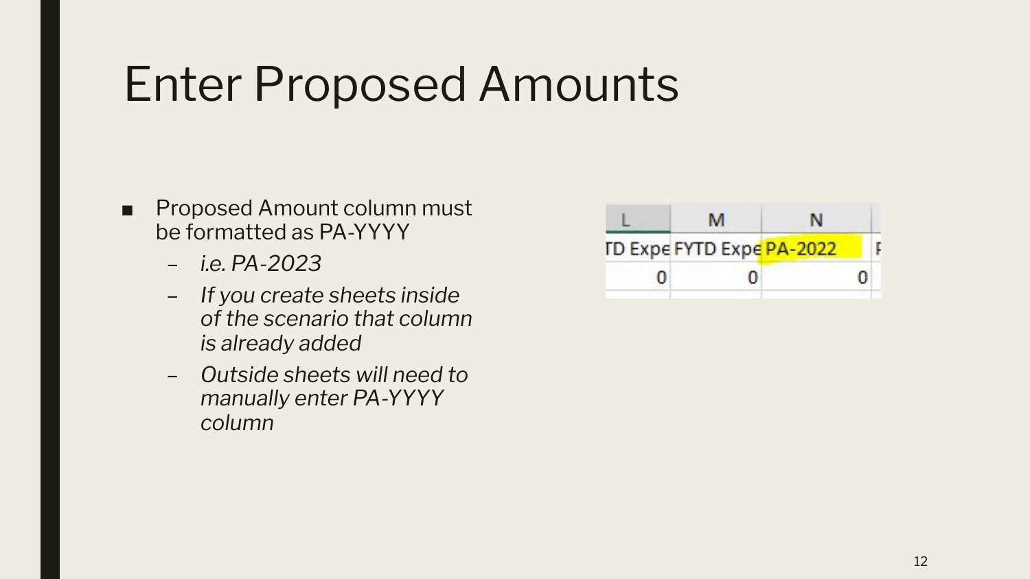# Enter Proposed Amounts

- Proposed Amount column must be formatted as PA-YYYY
  - *i.e. PA-2023*
  - *If you create sheets inside of the scenario that column is already added*
  - *Outside sheets will need to manually enter PA-YYYY column*

| L | M | N |
|---|---|---|
| TD Expe | FYTD Expe | PA-2022 |
| 0 | 0 | 0 |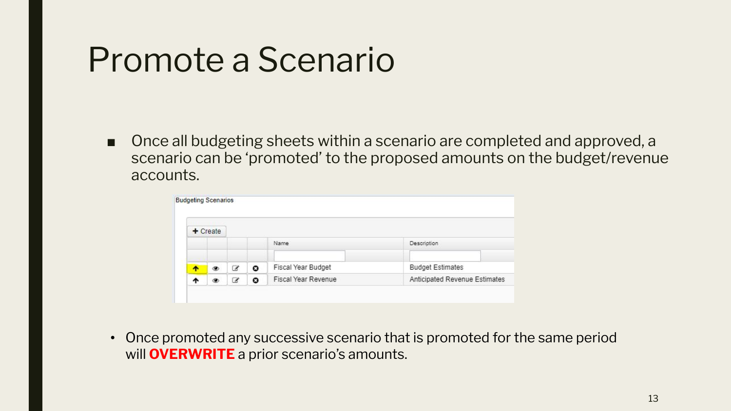# Promote a Scenario

- Once all budgeting sheets within a scenario are completed and approved, a scenario can be 'promoted' to the proposed amounts on the budget/revenue accounts.

Budgeting Scenarios

+ Create

| | | | | Name | Description |
|---|---|---|---|---|---|
| | | | | | |
| ↑ | 👁 | ✎ | ⊗ | Fiscal Year Budget | Budget Estimates |
| ↑ | 👁 | ✎ | ⊗ | Fiscal Year Revenue | Anticipated Revenue Estimates |

- Once promoted any successive scenario that is promoted for the same period will **OVERWRITE** a prior scenario's amounts.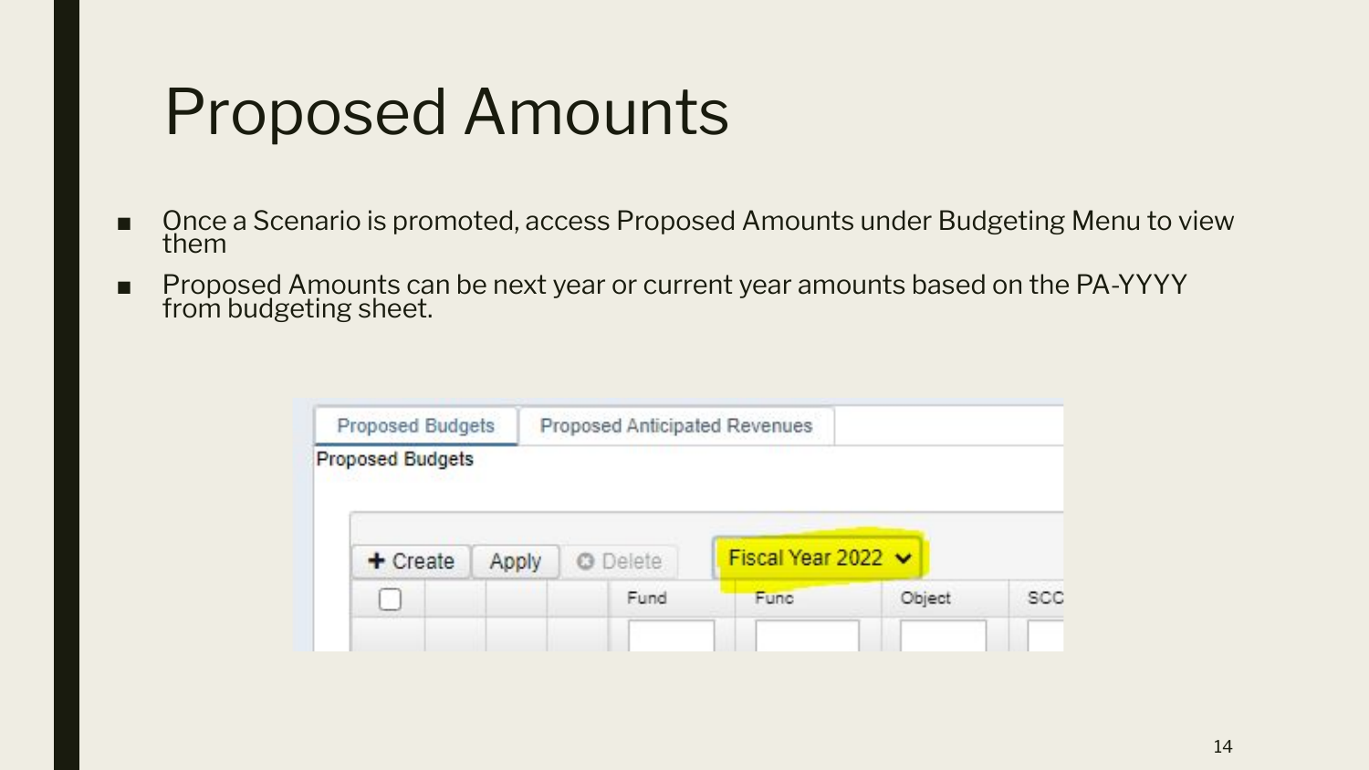# Proposed Amounts

- Once a Scenario is promoted, access Proposed Amounts under Budgeting Menu to view them
- Proposed Amounts can be next year or current year amounts based on the PA-YYYY from budgeting sheet.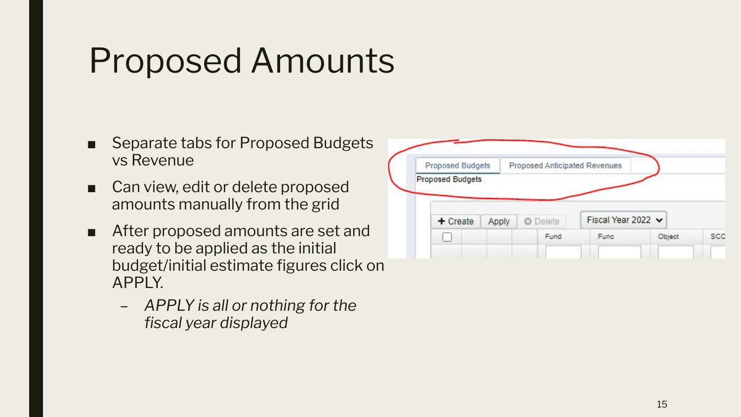# Proposed Amounts

- Separate tabs for Proposed Budgets vs Revenue
- Can view, edit or delete proposed amounts manually from the grid
- After proposed amounts are set and ready to be applied as the initial budget/initial estimate figures click on APPLY.
  - *APPLY is all or nothing for the fiscal year displayed*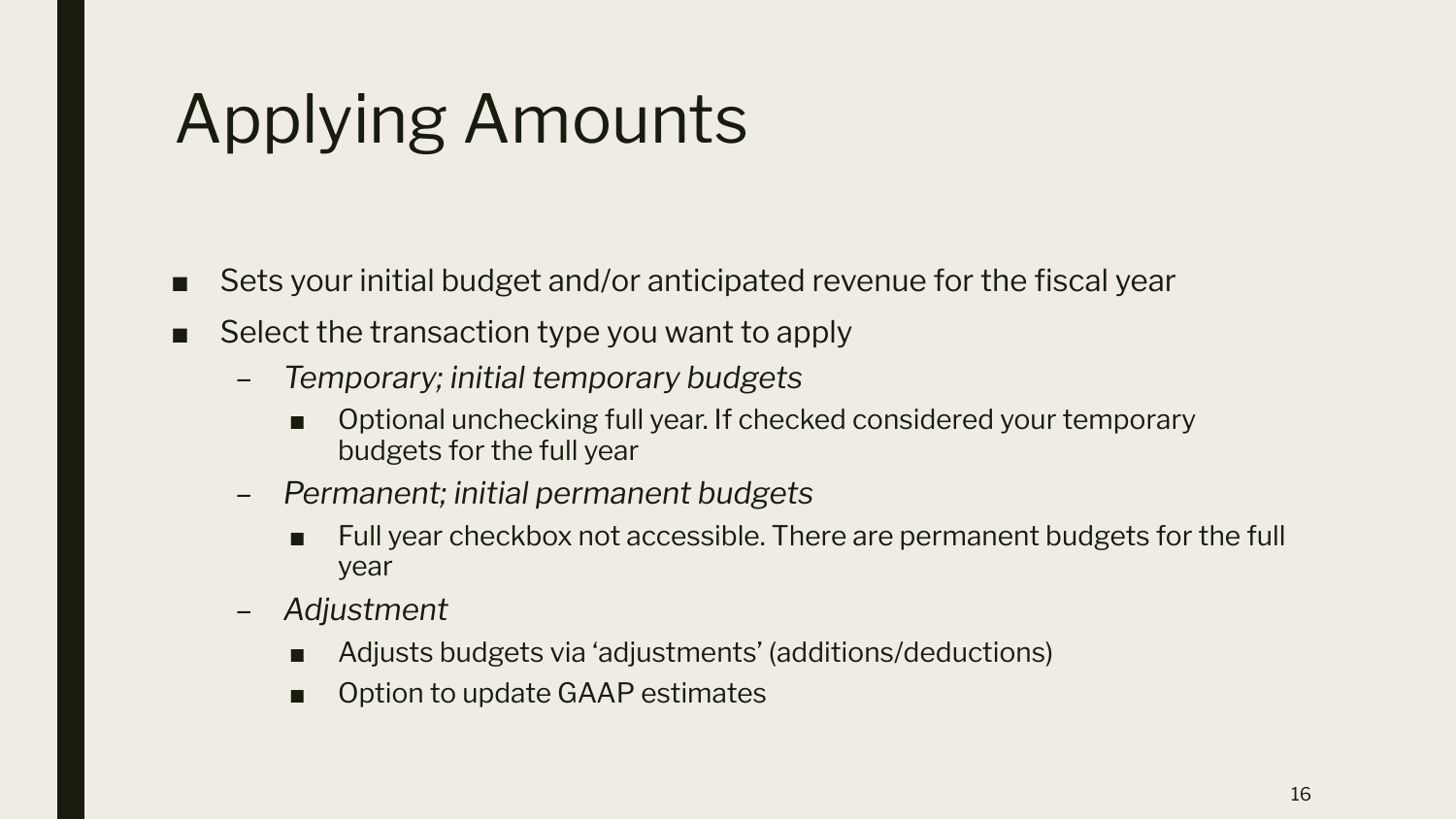# Applying Amounts

- Sets your initial budget and/or anticipated revenue for the fiscal year
- Select the transaction type you want to apply
  - *Temporary; initial temporary budgets*
    - Optional unchecking full year. If checked considered your temporary budgets for the full year
  - *Permanent; initial permanent budgets*
    - Full year checkbox not accessible. There are permanent budgets for the full year
  - *Adjustment*
    - Adjusts budgets via 'adjustments' (additions/deductions)
    - Option to update GAAP estimates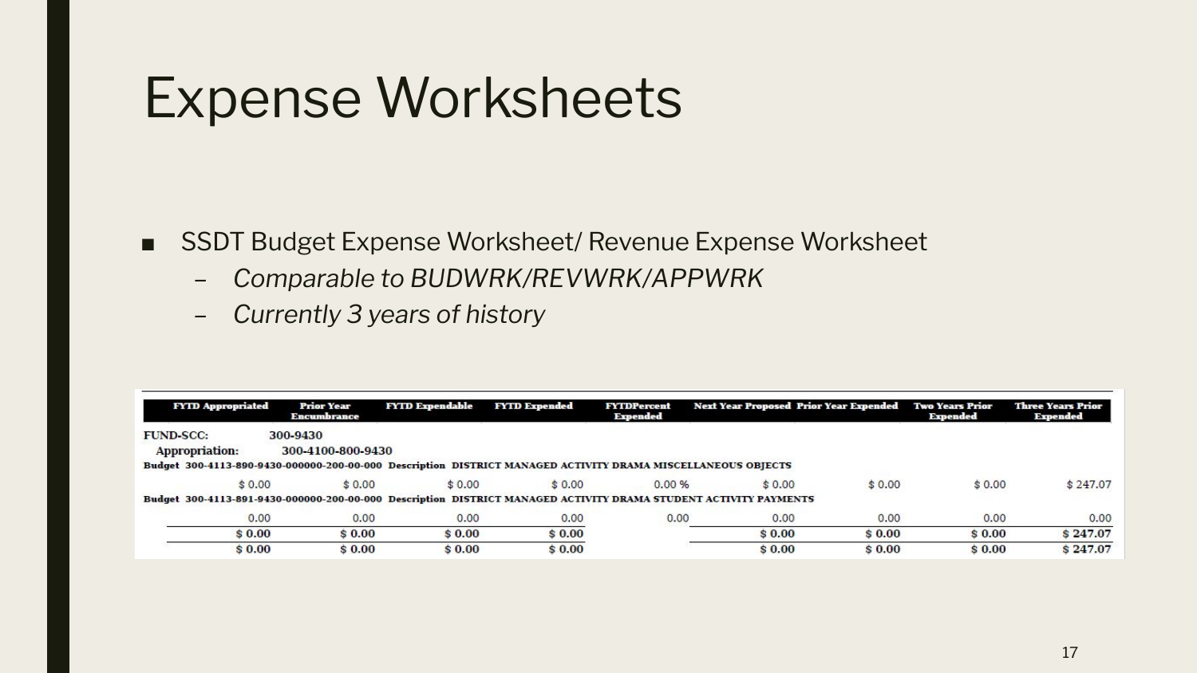# Expense Worksheets

- SSDT Budget Expense Worksheet/ Revenue Expense Worksheet
  - *Comparable to BUDWRK/REVWRK/APPWRK*
  - *Currently 3 years of history*

| FYTD Appropriated | Prior Year Encumbrance | FYTD Expendable | FYTD Expended | FYTDPercent Expended | Next Year Proposed | Prior Year Expended | Two Years Prior Expended | Three Years Prior Expended |
|---|---|---|---|---|---|---|---|---|
| **FUND-SCC:** 300-9430 | | | | | | | | |
| **Appropriation:** 300-4100-800-9430 | | | | | | | | |
| **Budget 300-4113-890-9430-000000-200-00-000 Description DISTRICT MANAGED ACTIVITY DRAMA MISCELLANEOUS OBJECTS** | | | | | | | | |
| $ 0.00 | $ 0.00 | $ 0.00 | $ 0.00 | 0.00 % | $ 0.00 | $ 0.00 | $ 0.00 | $ 247.07 |
| **Budget 300-4113-891-9430-000000-200-00-000 Description DISTRICT MANAGED ACTIVITY DRAMA STUDENT ACTIVITY PAYMENTS** | | | | | | | | |
| 0.00 | 0.00 | 0.00 | 0.00 | 0.00 | 0.00 | 0.00 | 0.00 | 0.00 |
| **$ 0.00** | **$ 0.00** | **$ 0.00** | **$ 0.00** | | **$ 0.00** | **$ 0.00** | **$ 0.00** | **$ 247.07** |
| **$ 0.00** | **$ 0.00** | **$ 0.00** | **$ 0.00** | | **$ 0.00** | **$ 0.00** | **$ 0.00** | **$ 247.07** |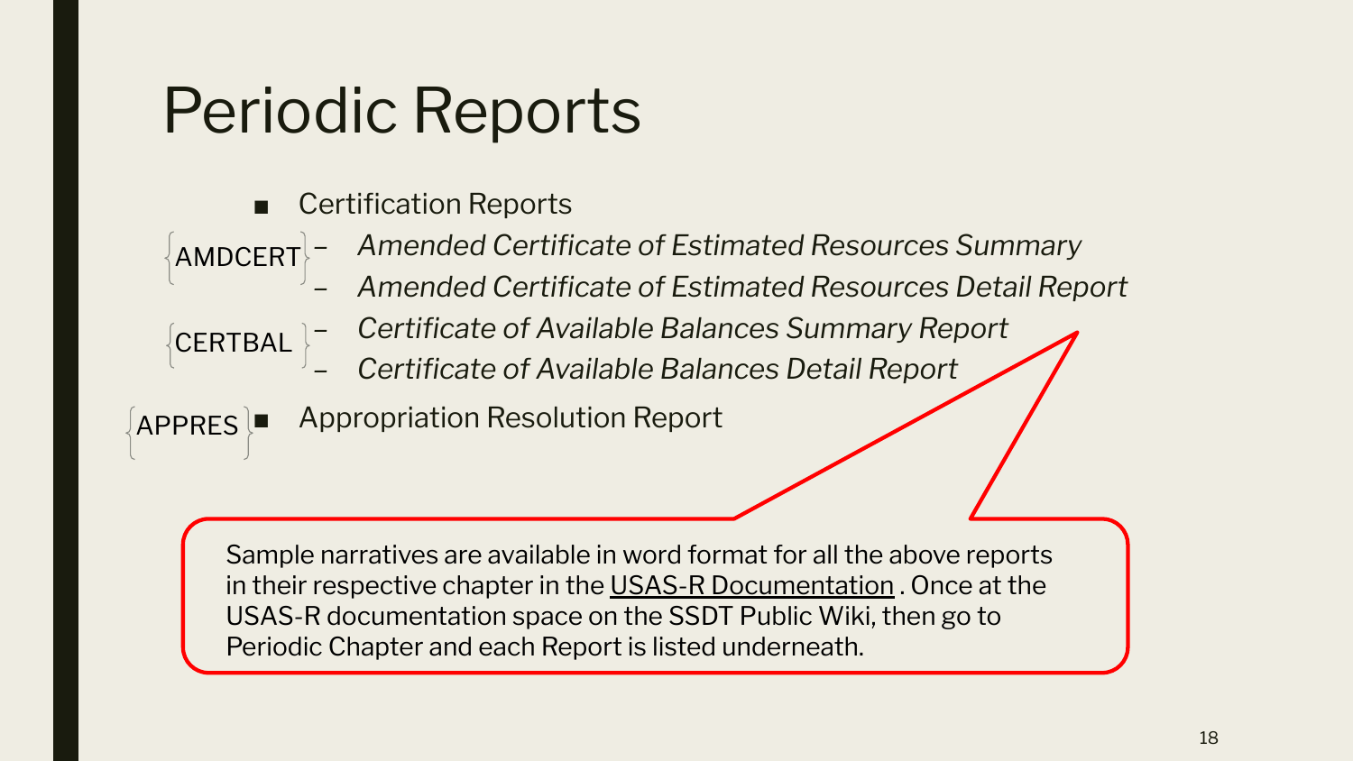# Periodic Reports

- Certification Reports
  - AMDCERT
    - *Amended Certificate of Estimated Resources Summary*
    - *Amended Certificate of Estimated Resources Detail Report*
  - CERTBAL
    - *Certificate of Available Balances Summary Report*
    - *Certificate of Available Balances Detail Report*
- APPRES — Appropriation Resolution Report

Sample narratives are available in word format for all the above reports in their respective chapter in the USAS-R Documentation . Once at the USAS-R documentation space on the SSDT Public Wiki, then go to Periodic Chapter and each Report is listed underneath.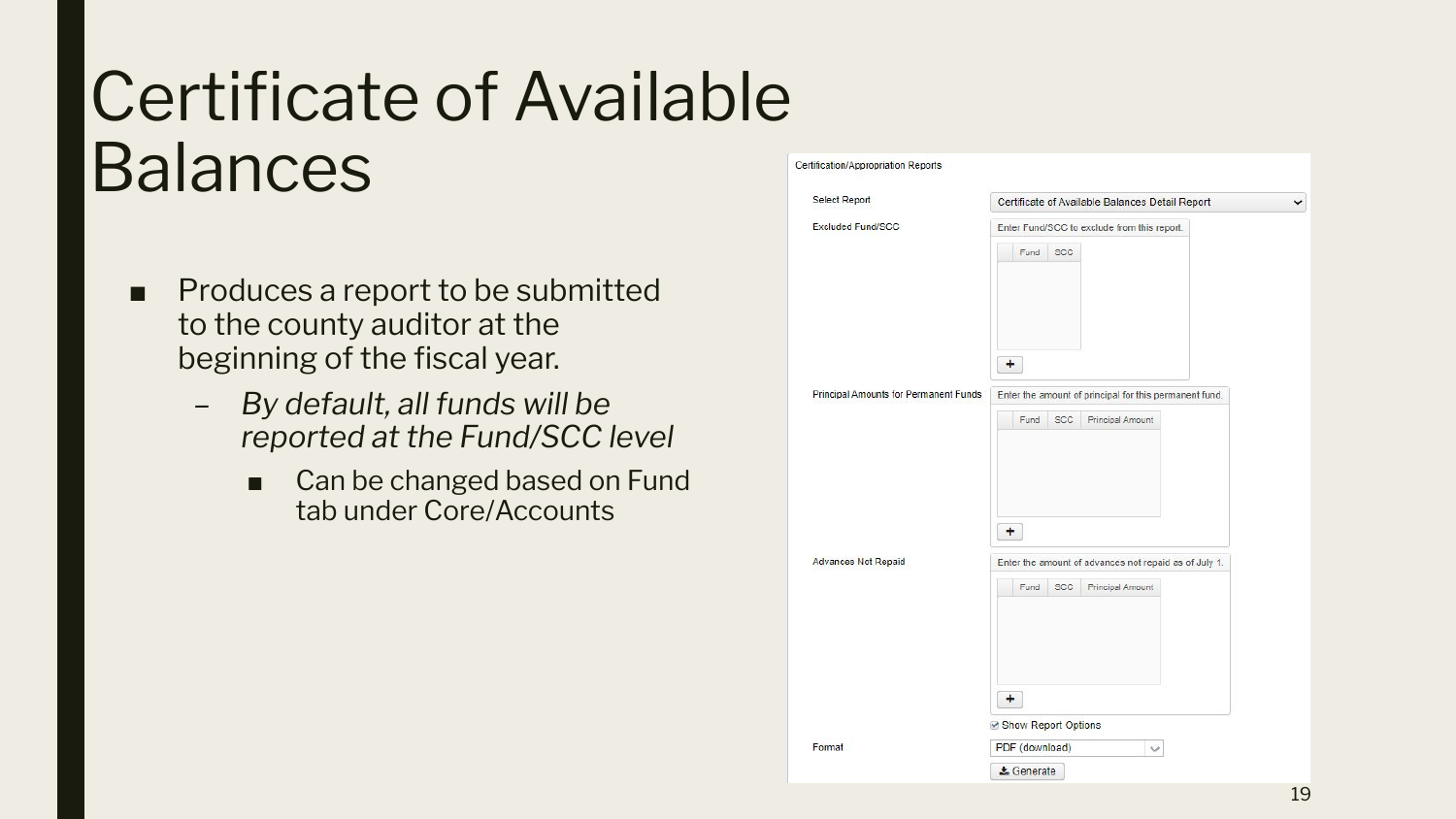# Certificate of Available Balances

- Produces a report to be submitted to the county auditor at the beginning of the fiscal year.
  - *By default, all funds will be reported at the Fund/SCC level*
    - Can be changed based on Fund tab under Core/Accounts

Certification/Appropriation Reports

Select Report: Certificate of Available Balances Detail Report

Excluded Fund/SCC: Enter Fund/SCC to exclude from this report.

| Fund | SCC |
| --- | --- |

Principal Amounts for Permanent Funds: Enter the amount of principal for this permanent fund.

| Fund | SCC | Principal Amount |
| --- | --- | --- |

Advances Not Repaid: Enter the amount of advances not repaid as of July 1.

| Fund | SCC | Principal Amount |
| --- | --- | --- |

Show Report Options

Format: PDF (download)

Generate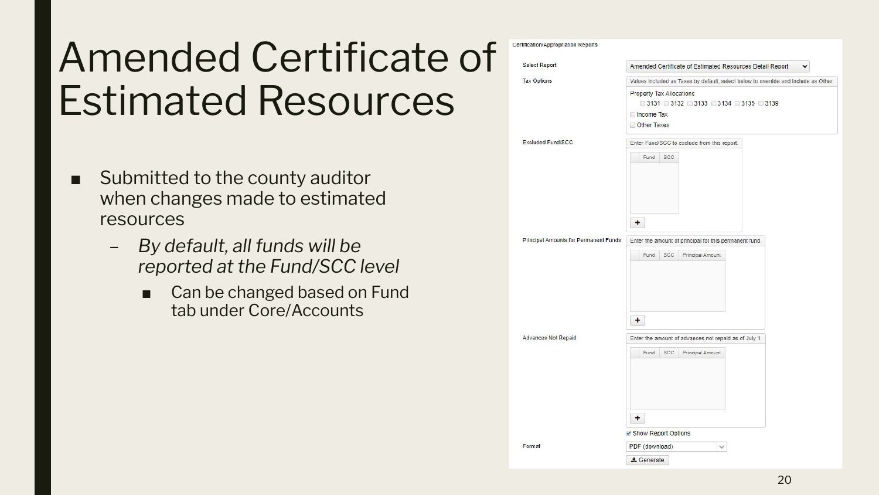# Amended Certificate of Estimated Resources

- Submitted to the county auditor when changes made to estimated resources
  - *By default, all funds will be reported at the Fund/SCC level*
    - Can be changed based on Fund tab under Core/Accounts

Certification/Appropriation Reports

Select Report: Amended Certificate of Estimated Resources Detail Report

Tax Options: Values included as Taxes by default, select below to override and include as Other.

Property Tax Allocations
- 3131
- 3132
- 3133
- 3134
- 3135
- 3139

- Income Tax
- Other Taxes

Excluded Fund/SCC: Enter Fund/SCC to exclude from this report.

| Fund | SCC |
|---|---|

Principal Amounts for Permanent Funds: Enter the amount of principal for this permanent fund.

| Fund | SCC | Principal Amount |
|---|---|---|

Advances Not Repaid: Enter the amount of advances not repaid as of July 1.

| Fund | SCC | Principal Amount |
|---|---|---|

Show Report Options

Format: PDF (download)

Generate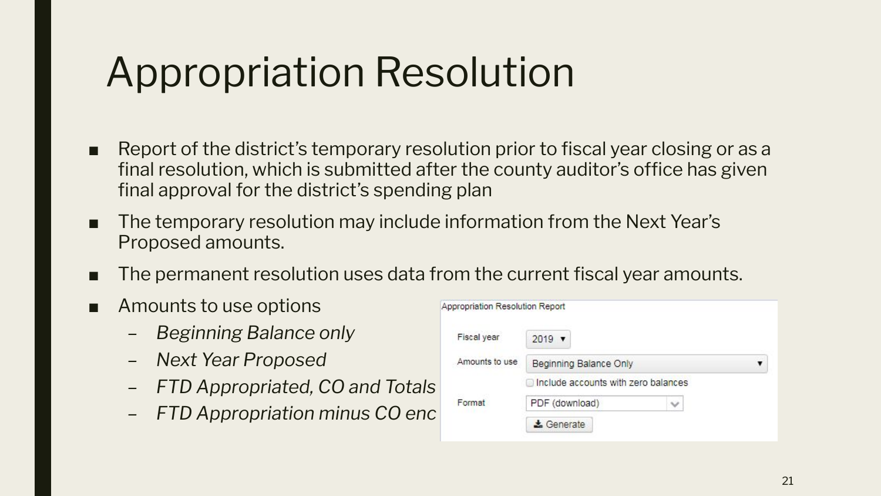# Appropriation Resolution

- Report of the district's temporary resolution prior to fiscal year closing or as a final resolution, which is submitted after the county auditor's office has given final approval for the district's spending plan
- The temporary resolution may include information from the Next Year's Proposed amounts.
- The permanent resolution uses data from the current fiscal year amounts.
- Amounts to use options
  - *Beginning Balance only*
  - *Next Year Proposed*
  - *FTD Appropriated, CO and Totals*
  - *FTD Appropriation minus CO enc*

Appropriation Resolution Report

Fiscal year: 2019

Amounts to use: Beginning Balance Only

Include accounts with zero balances

Format: PDF (download)

Generate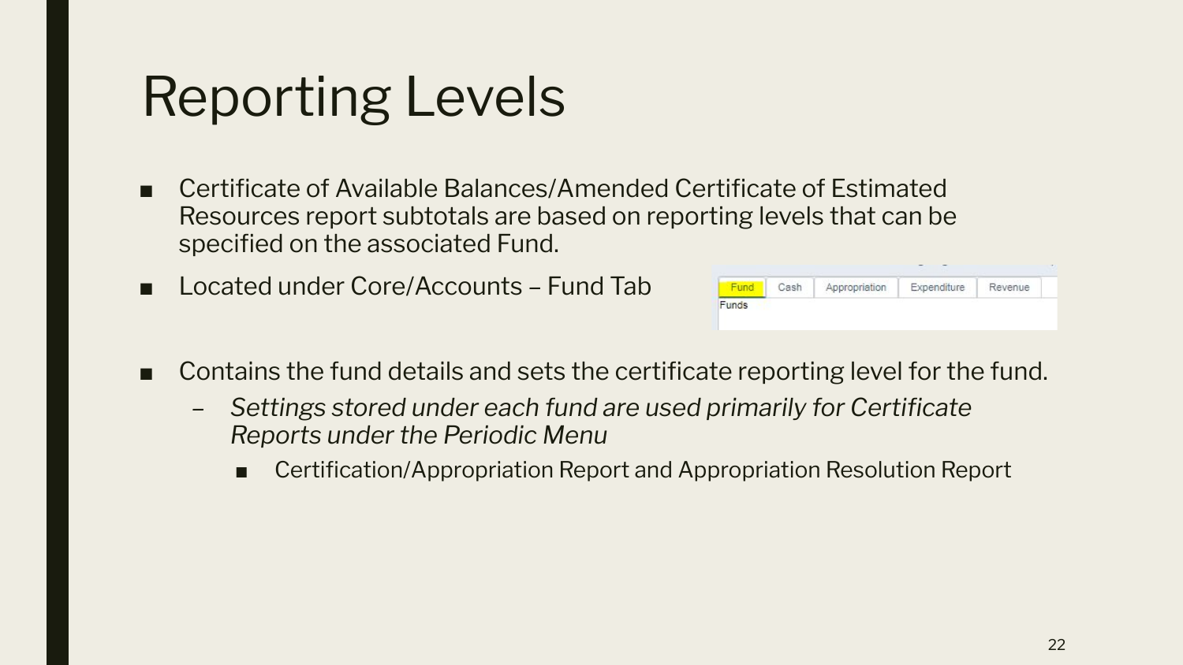# Reporting Levels

- Certificate of Available Balances/Amended Certificate of Estimated Resources report subtotals are based on reporting levels that can be specified on the associated Fund.
- Located under Core/Accounts – Fund Tab
- Contains the fund details and sets the certificate reporting level for the fund.
  - *Settings stored under each fund are used primarily for Certificate Reports under the Periodic Menu*
    - Certification/Appropriation Report and Appropriation Resolution Report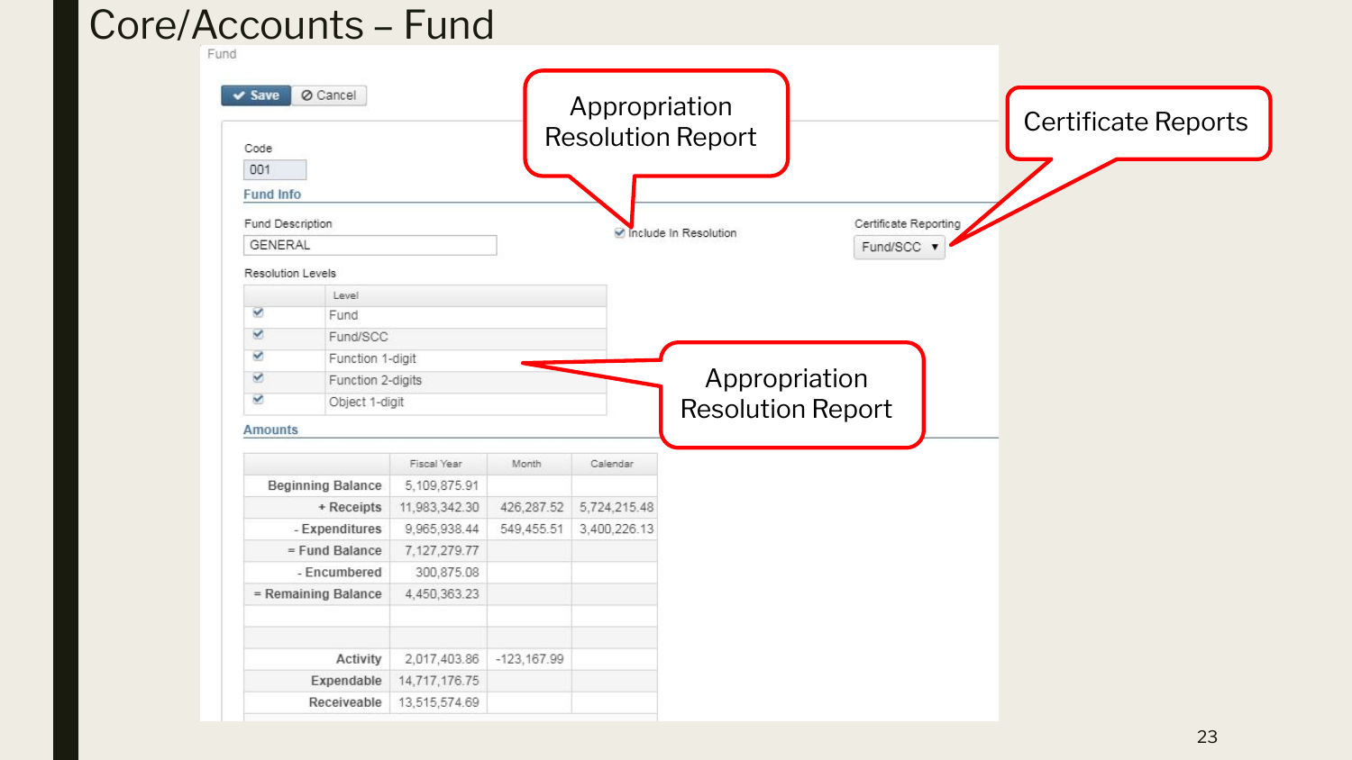# Core/Accounts – Fund

Fund

Save | Cancel

Code

001

**Fund Info**

Fund Description

GENERAL

Include In Resolution

Certificate Reporting

Fund/SCC

Resolution Levels

| | Level |
|---|---|
| ☑ | Fund |
| ☑ | Fund/SCC |
| ☑ | Function 1-digit |
| ☑ | Function 2-digits |
| ☑ | Object 1-digit |

**Amounts**

| | Fiscal Year | Month | Calendar |
|---|---|---|---|
| Beginning Balance | 5,109,875.91 | | |
| + Receipts | 11,983,342.30 | 426,287.52 | 5,724,215.48 |
| - Expenditures | 9,965,938.44 | 549,455.51 | 3,400,226.13 |
| = Fund Balance | 7,127,279.77 | | |
| - Encumbered | 300,875.08 | | |
| = Remaining Balance | 4,450,363.23 | | |
| | | | |
| | | | |
| Activity | 2,017,403.86 | -123,167.99 | |
| Expendable | 14,717,176.75 | | |
| Receiveable | 13,515,574.69 | | |

Appropriation Resolution Report

Certificate Reports

Appropriation Resolution Report